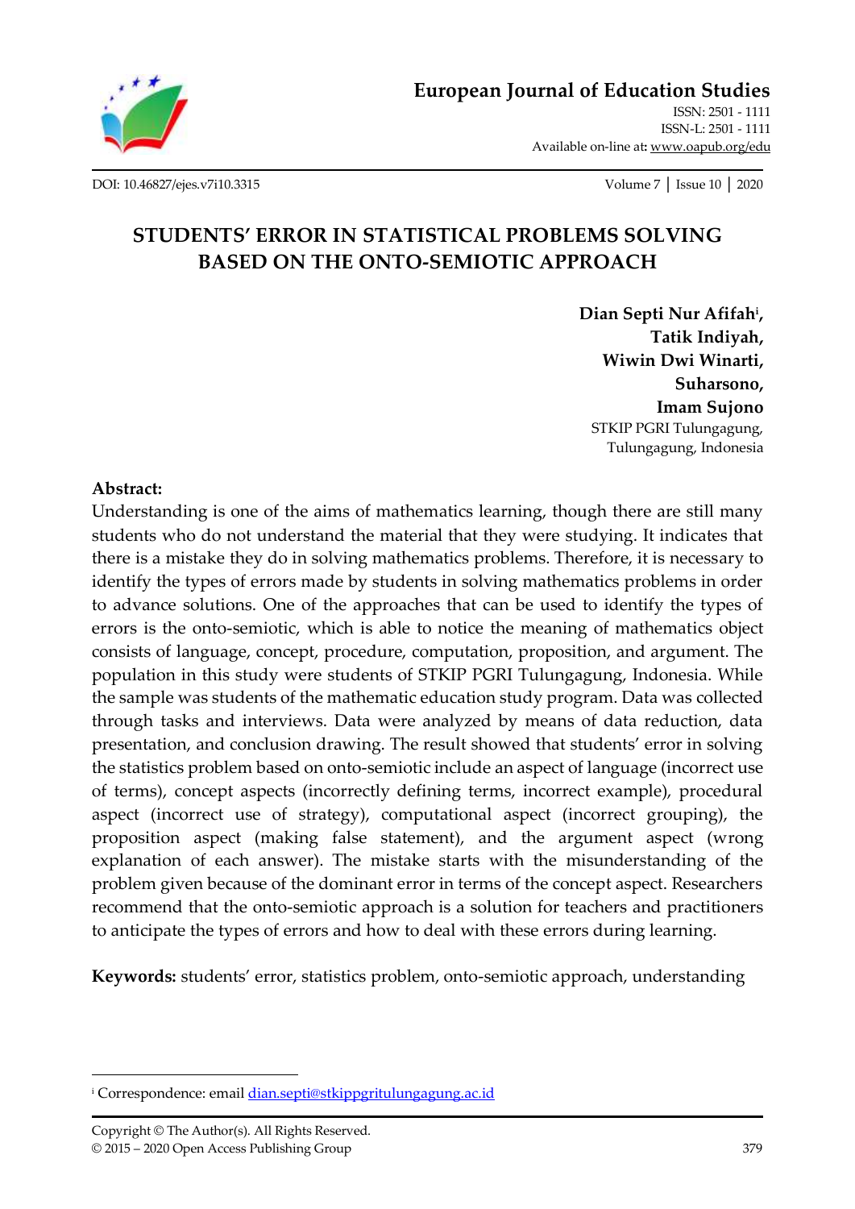# STUDENTS' ERROR IN STATISTICAL PROBLEMS SOLVING BASED ON THE ONTO-SEMIOTIC APPROACH

**Dian Septi Nur Afifah[i], Tatik Indiyah, Wiwin Dwi Winarti, Suharsono, Imam Sujono**

STKIP PGRI Tulungagung, Tulungagung, Indonesia

**Abstract:**

Understanding is one of the aims of mathematics learning, though there are still many students who do not understand the material that they were studying. It indicates that there is a mistake they do in solving mathematics problems. Therefore, it is necessary to identify the types of errors made by students in solving mathematics problems in order to advance solutions. One of the approaches that can be used to identify the types of errors is the onto-semiotic, which is able to notice the meaning of mathematics object consists of language, concept, procedure, computation, proposition, and argument. The population in this study were students of STKIP PGRI Tulungagung, Indonesia. While the sample was students of the mathematic education study program. Data was collected through tasks and interviews. Data were analyzed by means of data reduction, data presentation, and conclusion drawing. The result showed that students' error in solving the statistics problem based on onto-semiotic include an aspect of language (incorrect use of terms), concept aspects (incorrectly defining terms, incorrect example), procedural aspect (incorrect use of strategy), computational aspect (incorrect grouping), the proposition aspect (making false statement), and the argument aspect (wrong explanation of each answer). The mistake starts with the misunderstanding of the problem given because of the dominant error in terms of the concept aspect. Researchers recommend that the onto-semiotic approach is a solution for teachers and practitioners to anticipate the types of errors and how to deal with these errors during learning.

**Keywords:** students' error, statistics problem, onto-semiotic approach, understanding

---

[i] Correspondence: email dian.septi@stkippgritulungagung.ac.id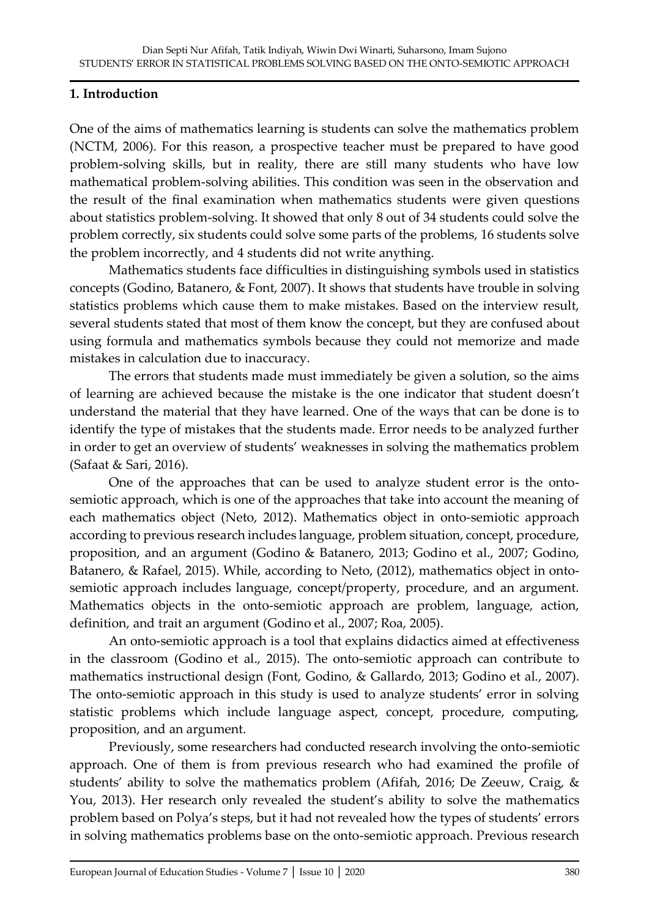## 1. Introduction

One of the aims of mathematics learning is students can solve the mathematics problem (NCTM, 2006). For this reason, a prospective teacher must be prepared to have good problem-solving skills, but in reality, there are still many students who have low mathematical problem-solving abilities. This condition was seen in the observation and the result of the final examination when mathematics students were given questions about statistics problem-solving. It showed that only 8 out of 34 students could solve the problem correctly, six students could solve some parts of the problems, 16 students solve the problem incorrectly, and 4 students did not write anything.

Mathematics students face difficulties in distinguishing symbols used in statistics concepts (Godino, Batanero, & Font, 2007). It shows that students have trouble in solving statistics problems which cause them to make mistakes. Based on the interview result, several students stated that most of them know the concept, but they are confused about using formula and mathematics symbols because they could not memorize and made mistakes in calculation due to inaccuracy.

The errors that students made must immediately be given a solution, so the aims of learning are achieved because the mistake is the one indicator that student doesn't understand the material that they have learned. One of the ways that can be done is to identify the type of mistakes that the students made. Error needs to be analyzed further in order to get an overview of students' weaknesses in solving the mathematics problem (Safaat & Sari, 2016).

One of the approaches that can be used to analyze student error is the onto-semiotic approach, which is one of the approaches that take into account the meaning of each mathematics object (Neto, 2012). Mathematics object in onto-semiotic approach according to previous research includes language, problem situation, concept, procedure, proposition, and an argument (Godino & Batanero, 2013; Godino et al., 2007; Godino, Batanero, & Rafael, 2015). While, according to Neto, (2012), mathematics object in onto-semiotic approach includes language, concept/property, procedure, and an argument. Mathematics objects in the onto-semiotic approach are problem, language, action, definition, and trait an argument (Godino et al., 2007; Roa, 2005).

An onto-semiotic approach is a tool that explains didactics aimed at effectiveness in the classroom (Godino et al., 2015). The onto-semiotic approach can contribute to mathematics instructional design (Font, Godino, & Gallardo, 2013; Godino et al., 2007). The onto-semiotic approach in this study is used to analyze students' error in solving statistic problems which include language aspect, concept, procedure, computing, proposition, and an argument.

Previously, some researchers had conducted research involving the onto-semiotic approach. One of them is from previous research who had examined the profile of students' ability to solve the mathematics problem (Afifah, 2016; De Zeeuw, Craig, & You, 2013). Her research only revealed the student's ability to solve the mathematics problem based on Polya's steps, but it had not revealed how the types of students' errors in solving mathematics problems base on the onto-semiotic approach. Previous research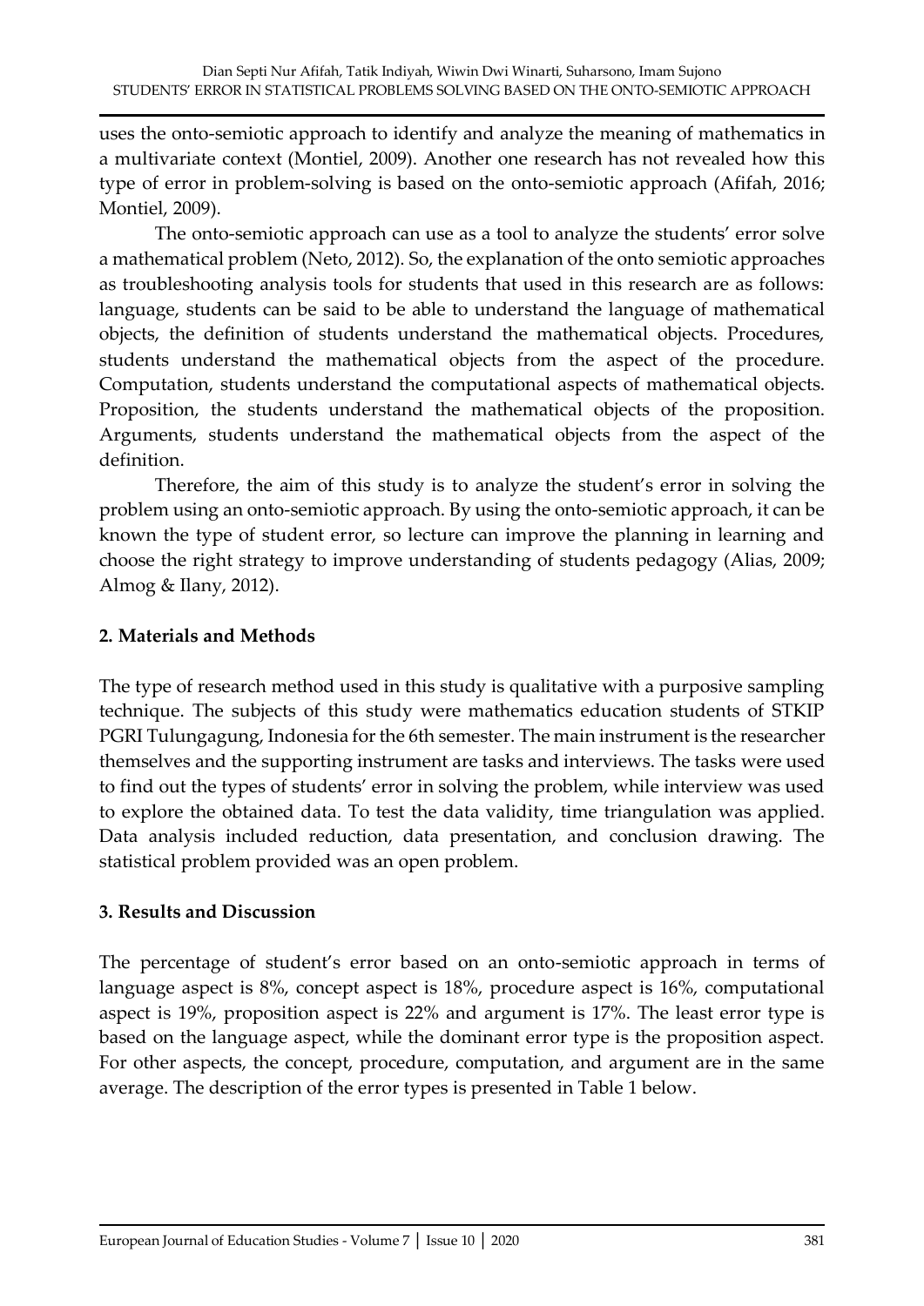uses the onto-semiotic approach to identify and analyze the meaning of mathematics in a multivariate context (Montiel, 2009). Another one research has not revealed how this type of error in problem-solving is based on the onto-semiotic approach (Afifah, 2016; Montiel, 2009).

The onto-semiotic approach can use as a tool to analyze the students' error solve a mathematical problem (Neto, 2012). So, the explanation of the onto semiotic approaches as troubleshooting analysis tools for students that used in this research are as follows: language, students can be said to be able to understand the language of mathematical objects, the definition of students understand the mathematical objects. Procedures, students understand the mathematical objects from the aspect of the procedure. Computation, students understand the computational aspects of mathematical objects. Proposition, the students understand the mathematical objects of the proposition. Arguments, students understand the mathematical objects from the aspect of the definition.

Therefore, the aim of this study is to analyze the student's error in solving the problem using an onto-semiotic approach. By using the onto-semiotic approach, it can be known the type of student error, so lecture can improve the planning in learning and choose the right strategy to improve understanding of students pedagogy (Alias, 2009; Almog & Ilany, 2012).

## 2. Materials and Methods

The type of research method used in this study is qualitative with a purposive sampling technique. The subjects of this study were mathematics education students of STKIP PGRI Tulungagung, Indonesia for the 6th semester. The main instrument is the researcher themselves and the supporting instrument are tasks and interviews. The tasks were used to find out the types of students' error in solving the problem, while interview was used to explore the obtained data. To test the data validity, time triangulation was applied. Data analysis included reduction, data presentation, and conclusion drawing. The statistical problem provided was an open problem.

## 3. Results and Discussion

The percentage of student's error based on an onto-semiotic approach in terms of language aspect is 8%, concept aspect is 18%, procedure aspect is 16%, computational aspect is 19%, proposition aspect is 22% and argument is 17%. The least error type is based on the language aspect, while the dominant error type is the proposition aspect. For other aspects, the concept, procedure, computation, and argument are in the same average. The description of the error types is presented in Table 1 below.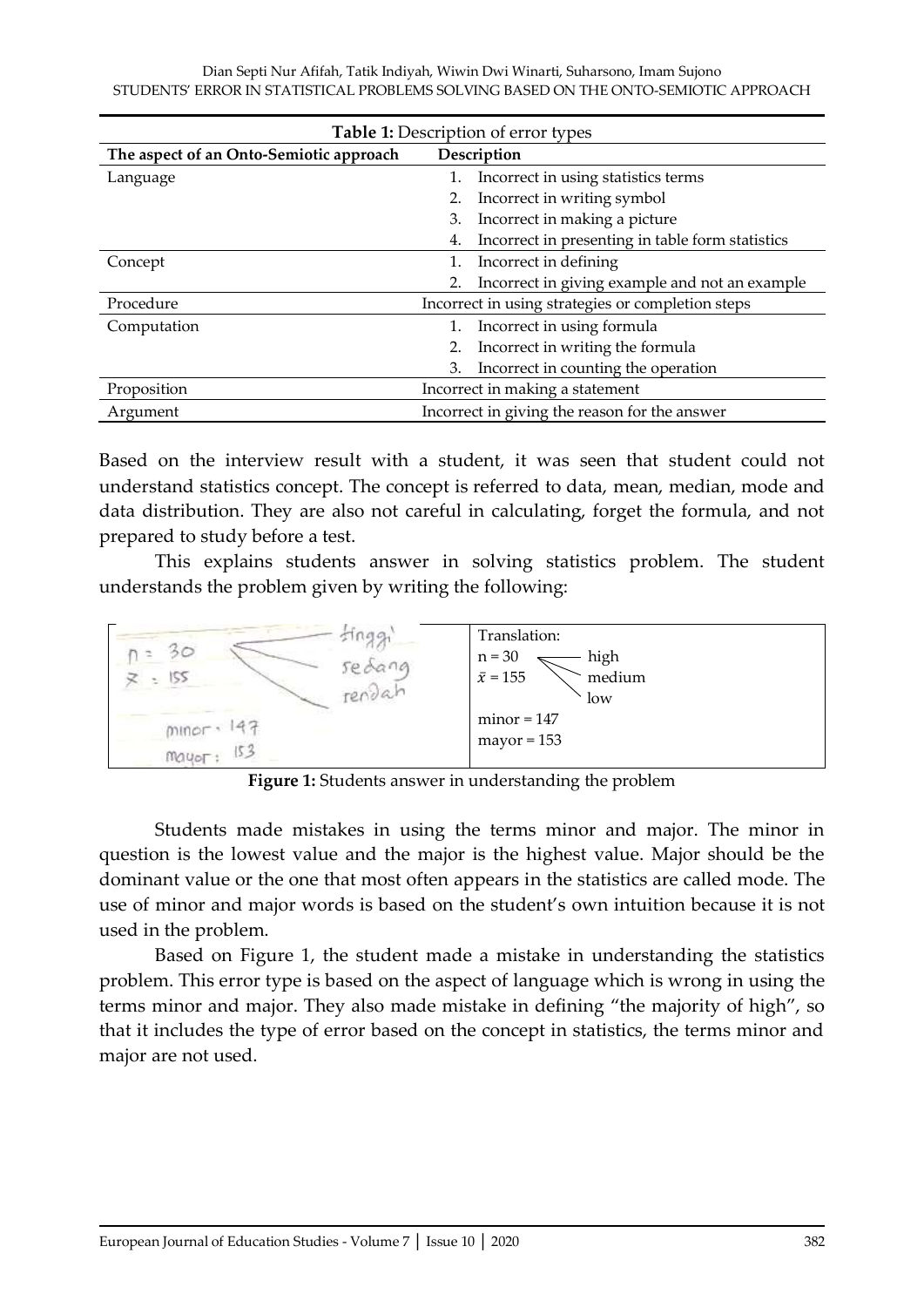**Table 1:** Description of error types

| The aspect of an Onto-Semiotic approach | Description |
|---|---|
| Language | 1. Incorrect in using statistics terms<br>2. Incorrect in writing symbol<br>3. Incorrect in making a picture<br>4. Incorrect in presenting in table form statistics |
| Concept | 1. Incorrect in defining<br>2. Incorrect in giving example and not an example |
| Procedure | Incorrect in using strategies or completion steps |
| Computation | 1. Incorrect in using formula<br>2. Incorrect in writing the formula<br>3. Incorrect in counting the operation |
| Proposition | Incorrect in making a statement |
| Argument | Incorrect in giving the reason for the answer |

Based on the interview result with a student, it was seen that student could not understand statistics concept. The concept is referred to data, mean, median, mode and data distribution. They are also not careful in calculating, forget the formula, and not prepared to study before a test.

This explains students answer in solving statistics problem. The student understands the problem given by writing the following:

| | Translation: |
|---|---|
| n = 30 tinggi / sedang / rendah<br>x = 155<br>minor : 147<br>mayor : 153 | $n = 30$ high / medium / low<br>$\bar{x} = 155$<br>minor = 147<br>mayor = 153 |

**Figure 1:** Students answer in understanding the problem

Students made mistakes in using the terms minor and major. The minor in question is the lowest value and the major is the highest value. Major should be the dominant value or the one that most often appears in the statistics are called mode. The use of minor and major words is based on the student's own intuition because it is not used in the problem.

Based on Figure 1, the student made a mistake in understanding the statistics problem. This error type is based on the aspect of language which is wrong in using the terms minor and major. They also made mistake in defining "the majority of high", so that it includes the type of error based on the concept in statistics, the terms minor and major are not used.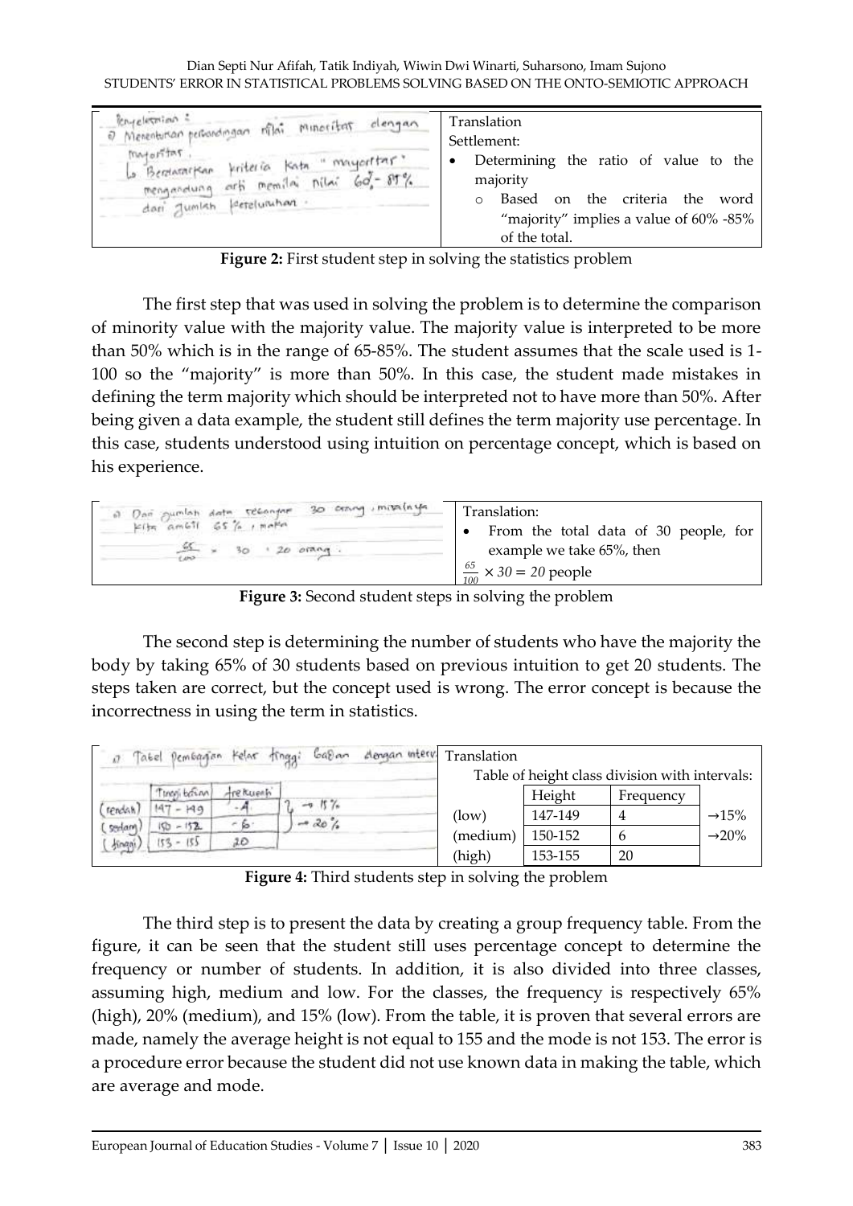| | Translation |
|---|---|
| Penyelesaian : | Settlement: |
| a) Menentukan perbandingan nilai minoritas dengan mayoritas. | • Determining the ratio of value to the majority |
| ↳ Berdasarkan kriteria kata "mayoritas" mengandung arti memiliki nilai 60%-85% dari jumlah keseluruhan. | ○ Based on the criteria the word "majority" implies a value of 60% -85% of the total. |

**Figure 2:** First student step in solving the statistics problem

The first step that was used in solving the problem is to determine the comparison of minority value with the majority value. The majority value is interpreted to be more than 50% which is in the range of 65-85%. The student assumes that the scale used is 1-100 so the "majority" is more than 50%. In this case, the student made mistakes in defining the term majority which should be interpreted not to have more than 50%. After being given a data example, the student still defines the term majority use percentage. In this case, students understood using intuition on percentage concept, which is based on his experience.

| | Translation: |
|---|---|
| a) Dari jumlah data sebanyak 30 orang, misalnya kita ambil 65%, maka | • From the total data of 30 people, for example we take 65%, then |
| $\frac{65}{100} \times 30 = 20$ orang. | $\frac{65}{100} \times 30 = 20$ people |

**Figure 3:** Second student steps in solving the problem

The second step is determining the number of students who have the majority the body by taking 65% of 30 students based on previous intuition to get 20 students. The steps taken are correct, but the concept used is wrong. The error concept is because the incorrectness in using the term in statistics.

c) Tabel Pembagian Kelas tinggi badan dengan interval

| | Tinggi badan | Frekuensi | |
|---|---|---|---|
| (rendah) | 147 - 149 | 4 | → 15% |
| (sedang) | 150 - 152 | 6 | → 20% |
| (tinggi) | 153 - 155 | 20 | |

Translation

Table of height class division with intervals:

| | Height | Frequency | |
|---|---|---|---|
| (low) | 147-149 | 4 | →15% |
| (medium) | 150-152 | 6 | →20% |
| (high) | 153-155 | 20 | |

**Figure 4:** Third students step in solving the problem

The third step is to present the data by creating a group frequency table. From the figure, it can be seen that the student still uses percentage concept to determine the frequency or number of students. In addition, it is also divided into three classes, assuming high, medium and low. For the classes, the frequency is respectively 65% (high), 20% (medium), and 15% (low). From the table, it is proven that several errors are made, namely the average height is not equal to 155 and the mode is not 153. The error is a procedure error because the student did not use known data in making the table, which are average and mode.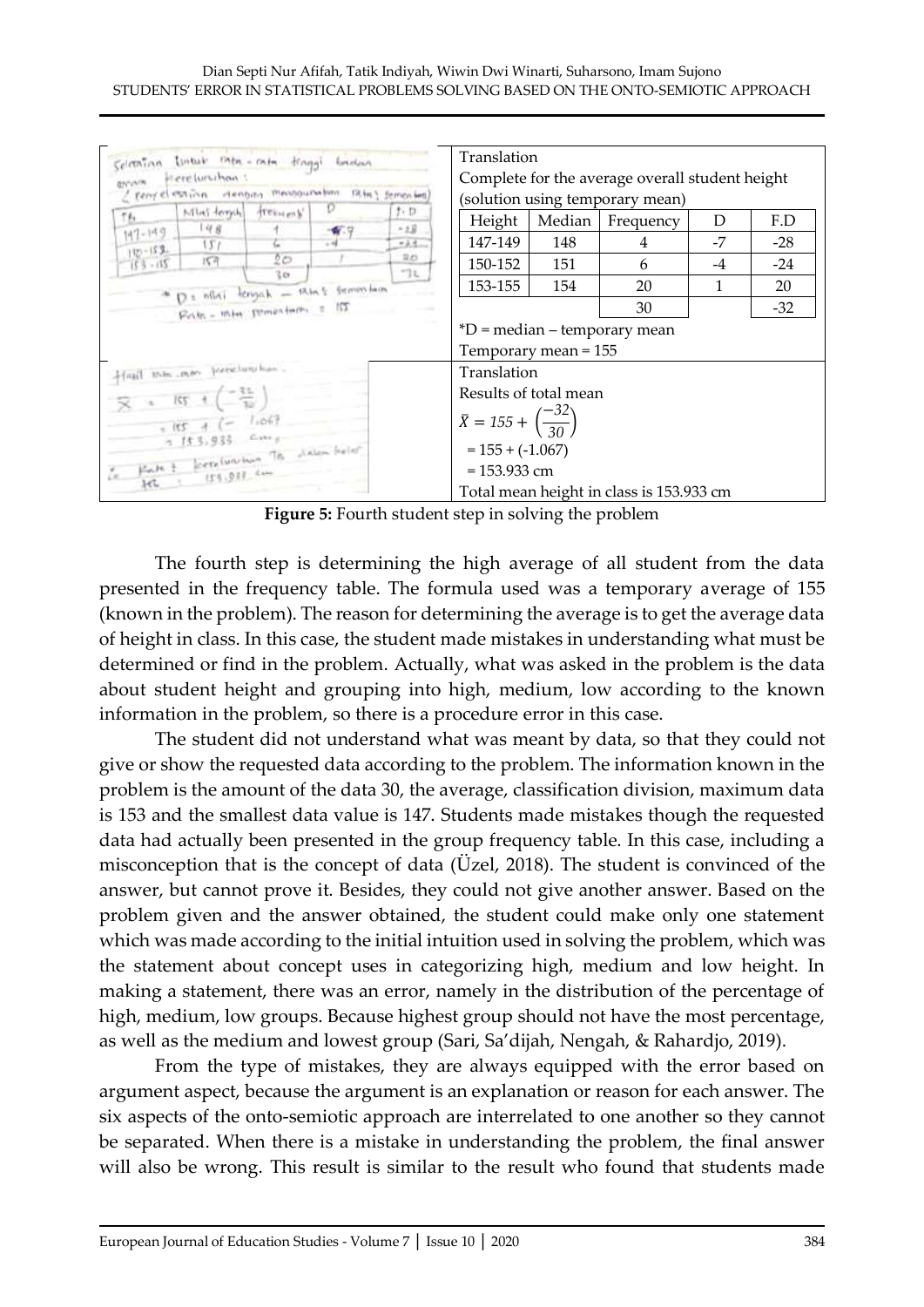| | Translation |
|---|---|
| | Complete for the average overall student height (solution using temporary mean) |

| Height | Median | Frequency | D | F.D |
|---|---|---|---|---|
| 147-149 | 148 | 4 | -7 | -28 |
| 150-152 | 151 | 6 | -4 | -24 |
| 153-155 | 154 | 20 | 1 | 20 |
| | | 30 | | -32 |

*D = median – temporary mean
Temporary mean = 155

Translation
Results of total mean

$$\bar{X} = 155 + \left(\frac{-32}{30}\right)$$

$= 155 + (-1.067)$
$= 153.933$ cm
Total mean height in class is 153.933 cm

**Figure 5:** Fourth student step in solving the problem

The fourth step is determining the high average of all student from the data presented in the frequency table. The formula used was a temporary average of 155 (known in the problem). The reason for determining the average is to get the average data of height in class. In this case, the student made mistakes in understanding what must be determined or find in the problem. Actually, what was asked in the problem is the data about student height and grouping into high, medium, low according to the known information in the problem, so there is a procedure error in this case.

The student did not understand what was meant by data, so that they could not give or show the requested data according to the problem. The information known in the problem is the amount of the data 30, the average, classification division, maximum data is 153 and the smallest data value is 147. Students made mistakes though the requested data had actually been presented in the group frequency table. In this case, including a misconception that is the concept of data (Üzel, 2018). The student is convinced of the answer, but cannot prove it. Besides, they could not give another answer. Based on the problem given and the answer obtained, the student could make only one statement which was made according to the initial intuition used in solving the problem, which was the statement about concept uses in categorizing high, medium and low height. In making a statement, there was an error, namely in the distribution of the percentage of high, medium, low groups. Because highest group should not have the most percentage, as well as the medium and lowest group (Sari, Sa'dijah, Nengah, & Rahardjo, 2019).

From the type of mistakes, they are always equipped with the error based on argument aspect, because the argument is an explanation or reason for each answer. The six aspects of the onto-semiotic approach are interrelated to one another so they cannot be separated. When there is a mistake in understanding the problem, the final answer will also be wrong. This result is similar to the result who found that students made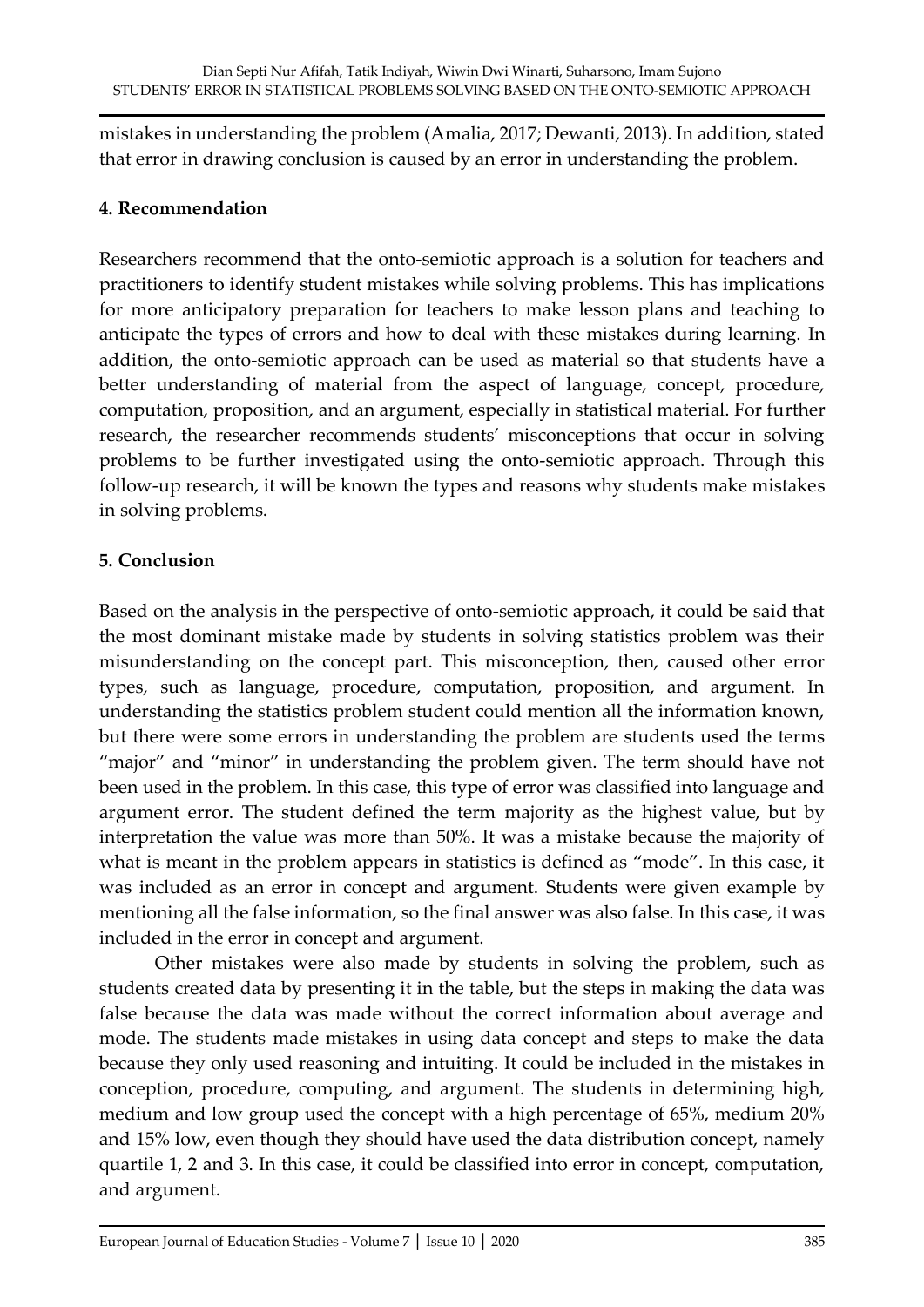mistakes in understanding the problem (Amalia, 2017; Dewanti, 2013). In addition, stated that error in drawing conclusion is caused by an error in understanding the problem.

## 4. Recommendation

Researchers recommend that the onto-semiotic approach is a solution for teachers and practitioners to identify student mistakes while solving problems. This has implications for more anticipatory preparation for teachers to make lesson plans and teaching to anticipate the types of errors and how to deal with these mistakes during learning. In addition, the onto-semiotic approach can be used as material so that students have a better understanding of material from the aspect of language, concept, procedure, computation, proposition, and an argument, especially in statistical material. For further research, the researcher recommends students' misconceptions that occur in solving problems to be further investigated using the onto-semiotic approach. Through this follow-up research, it will be known the types and reasons why students make mistakes in solving problems.

## 5. Conclusion

Based on the analysis in the perspective of onto-semiotic approach, it could be said that the most dominant mistake made by students in solving statistics problem was their misunderstanding on the concept part. This misconception, then, caused other error types, such as language, procedure, computation, proposition, and argument. In understanding the statistics problem student could mention all the information known, but there were some errors in understanding the problem are students used the terms "major" and "minor" in understanding the problem given. The term should have not been used in the problem. In this case, this type of error was classified into language and argument error. The student defined the term majority as the highest value, but by interpretation the value was more than 50%. It was a mistake because the majority of what is meant in the problem appears in statistics is defined as "mode". In this case, it was included as an error in concept and argument. Students were given example by mentioning all the false information, so the final answer was also false. In this case, it was included in the error in concept and argument.

Other mistakes were also made by students in solving the problem, such as students created data by presenting it in the table, but the steps in making the data was false because the data was made without the correct information about average and mode. The students made mistakes in using data concept and steps to make the data because they only used reasoning and intuiting. It could be included in the mistakes in conception, procedure, computing, and argument. The students in determining high, medium and low group used the concept with a high percentage of 65%, medium 20% and 15% low, even though they should have used the data distribution concept, namely quartile 1, 2 and 3. In this case, it could be classified into error in concept, computation, and argument.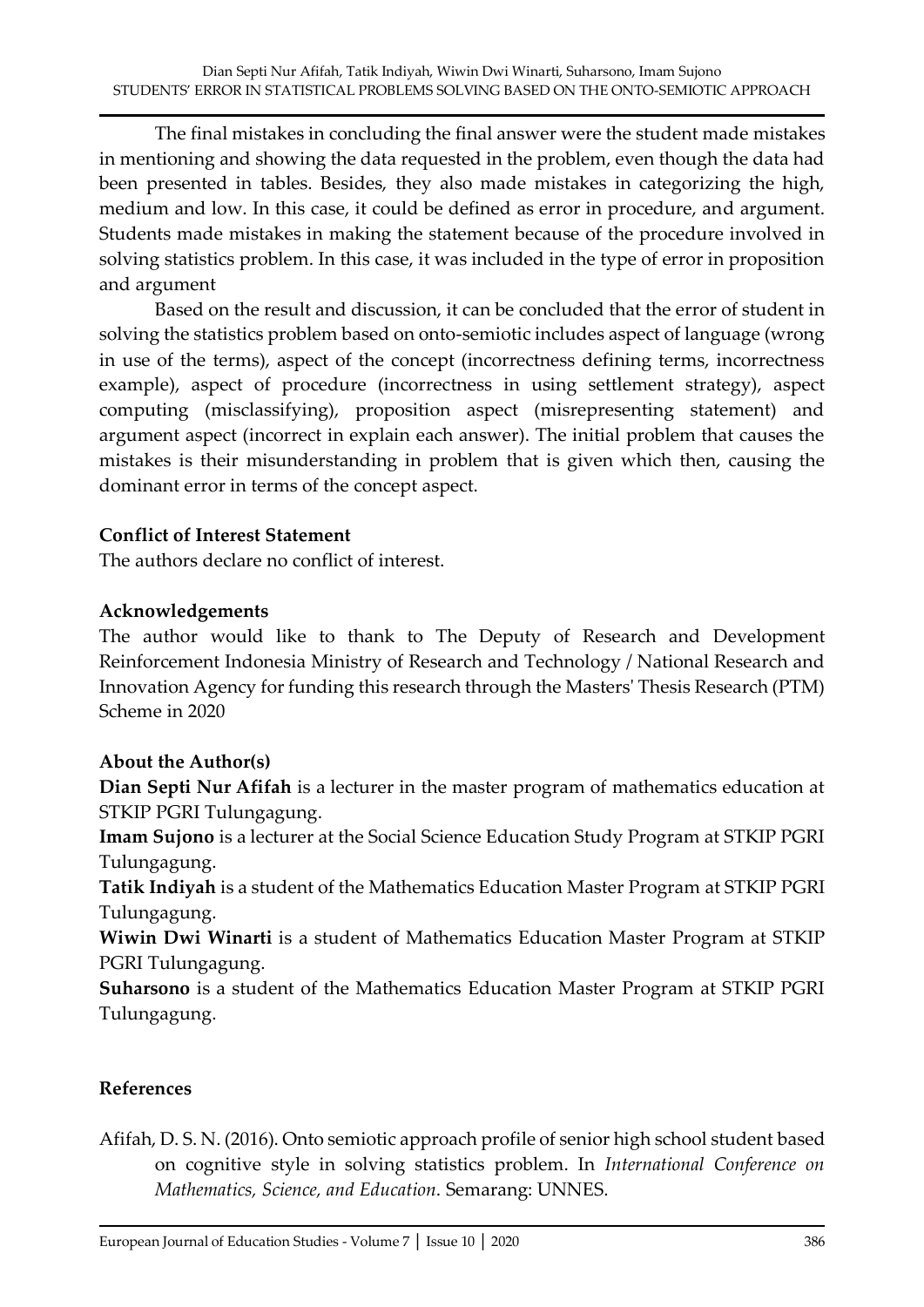The final mistakes in concluding the final answer were the student made mistakes in mentioning and showing the data requested in the problem, even though the data had been presented in tables. Besides, they also made mistakes in categorizing the high, medium and low. In this case, it could be defined as error in procedure, and argument. Students made mistakes in making the statement because of the procedure involved in solving statistics problem. In this case, it was included in the type of error in proposition and argument

Based on the result and discussion, it can be concluded that the error of student in solving the statistics problem based on onto-semiotic includes aspect of language (wrong in use of the terms), aspect of the concept (incorrectness defining terms, incorrectness example), aspect of procedure (incorrectness in using settlement strategy), aspect computing (misclassifying), proposition aspect (misrepresenting statement) and argument aspect (incorrect in explain each answer). The initial problem that causes the mistakes is their misunderstanding in problem that is given which then, causing the dominant error in terms of the concept aspect.

### Conflict of Interest Statement

The authors declare no conflict of interest.

### Acknowledgements

The author would like to thank to The Deputy of Research and Development Reinforcement Indonesia Ministry of Research and Technology / National Research and Innovation Agency for funding this research through the Masters' Thesis Research (PTM) Scheme in 2020

### About the Author(s)

**Dian Septi Nur Afifah** is a lecturer in the master program of mathematics education at STKIP PGRI Tulungagung.

**Imam Sujono** is a lecturer at the Social Science Education Study Program at STKIP PGRI Tulungagung.

**Tatik Indiyah** is a student of the Mathematics Education Master Program at STKIP PGRI Tulungagung.

**Wiwin Dwi Winarti** is a student of Mathematics Education Master Program at STKIP PGRI Tulungagung.

**Suharsono** is a student of the Mathematics Education Master Program at STKIP PGRI Tulungagung.

### References

Afifah, D. S. N. (2016). Onto semiotic approach profile of senior high school student based on cognitive style in solving statistics problem. In *International Conference on Mathematics, Science, and Education*. Semarang: UNNES.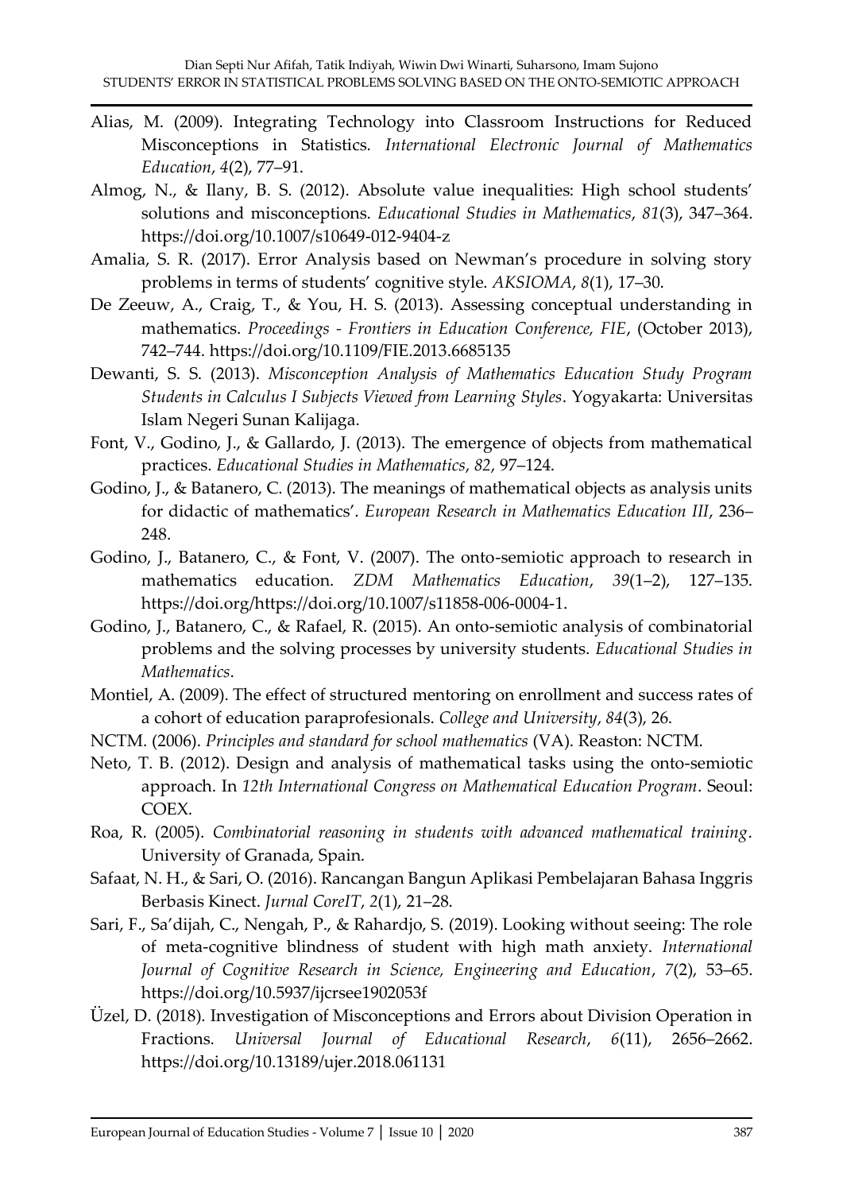Alias, M. (2009). Integrating Technology into Classroom Instructions for Reduced Misconceptions in Statistics. *International Electronic Journal of Mathematics Education*, *4*(2), 77–91.

Almog, N., & Ilany, B. S. (2012). Absolute value inequalities: High school students' solutions and misconceptions. *Educational Studies in Mathematics*, *81*(3), 347–364. https://doi.org/10.1007/s10649-012-9404-z

Amalia, S. R. (2017). Error Analysis based on Newman's procedure in solving story problems in terms of students' cognitive style. *AKSIOMA*, *8*(1), 17–30.

De Zeeuw, A., Craig, T., & You, H. S. (2013). Assessing conceptual understanding in mathematics. *Proceedings - Frontiers in Education Conference, FIE*, (October 2013), 742–744. https://doi.org/10.1109/FIE.2013.6685135

Dewanti, S. S. (2013). *Misconception Analysis of Mathematics Education Study Program Students in Calculus I Subjects Viewed from Learning Styles*. Yogyakarta: Universitas Islam Negeri Sunan Kalijaga.

Font, V., Godino, J., & Gallardo, J. (2013). The emergence of objects from mathematical practices. *Educational Studies in Mathematics*, *82*, 97–124.

Godino, J., & Batanero, C. (2013). The meanings of mathematical objects as analysis units for didactic of mathematics'. *European Research in Mathematics Education III*, 236–248.

Godino, J., Batanero, C., & Font, V. (2007). The onto-semiotic approach to research in mathematics education. *ZDM Mathematics Education*, *39*(1–2), 127–135. https://doi.org/https://doi.org/10.1007/s11858-006-0004-1.

Godino, J., Batanero, C., & Rafael, R. (2015). An onto-semiotic analysis of combinatorial problems and the solving processes by university students. *Educational Studies in Mathematics*.

Montiel, A. (2009). The effect of structured mentoring on enrollment and success rates of a cohort of education paraprofesionals. *College and University*, *84*(3), 26.

NCTM. (2006). *Principles and standard for school mathematics* (VA). Reaston: NCTM.

Neto, T. B. (2012). Design and analysis of mathematical tasks using the onto-semiotic approach. In *12th International Congress on Mathematical Education Program*. Seoul: COEX.

Roa, R. (2005). *Combinatorial reasoning in students with advanced mathematical training*. University of Granada, Spain.

Safaat, N. H., & Sari, O. (2016). Rancangan Bangun Aplikasi Pembelajaran Bahasa Inggris Berbasis Kinect. *Jurnal CoreIT*, *2*(1), 21–28.

Sari, F., Sa'dijah, C., Nengah, P., & Rahardjo, S. (2019). Looking without seeing: The role of meta-cognitive blindness of student with high math anxiety. *International Journal of Cognitive Research in Science, Engineering and Education*, *7*(2), 53–65. https://doi.org/10.5937/ijcrsee1902053f

Üzel, D. (2018). Investigation of Misconceptions and Errors about Division Operation in Fractions. *Universal Journal of Educational Research*, *6*(11), 2656–2662. https://doi.org/10.13189/ujer.2018.061131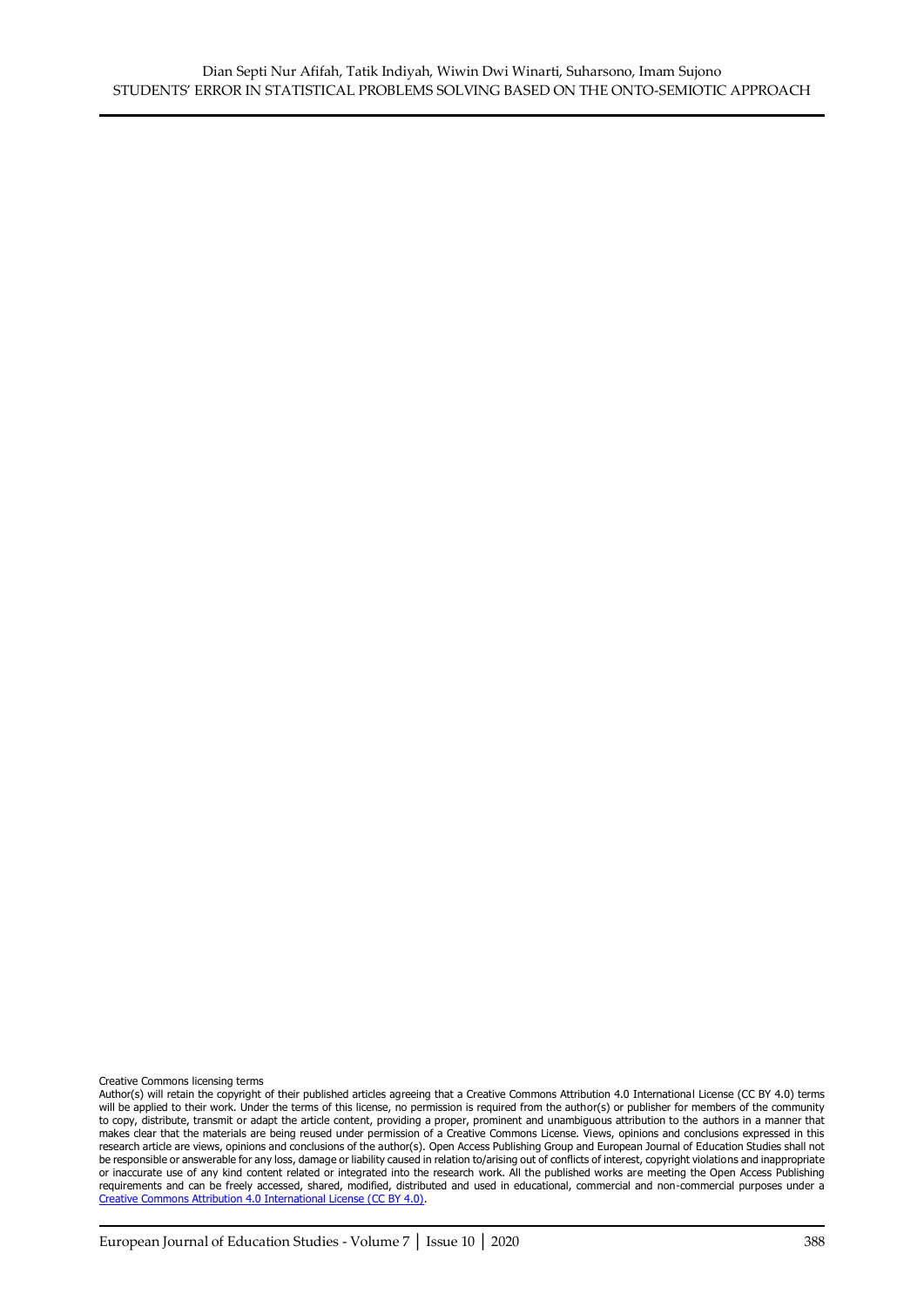Creative Commons licensing terms

Author(s) will retain the copyright of their published articles agreeing that a Creative Commons Attribution 4.0 International License (CC BY 4.0) terms will be applied to their work. Under the terms of this license, no permission is required from the author(s) or publisher for members of the community to copy, distribute, transmit or adapt the article content, providing a proper, prominent and unambiguous attribution to the authors in a manner that makes clear that the materials are being reused under permission of a Creative Commons License. Views, opinions and conclusions expressed in this research article are views, opinions and conclusions of the author(s). Open Access Publishing Group and European Journal of Education Studies shall not be responsible or answerable for any loss, damage or liability caused in relation to/arising out of conflicts of interest, copyright violations and inappropriate or inaccurate use of any kind content related or integrated into the research work. All the published works are meeting the Open Access Publishing requirements and can be freely accessed, shared, modified, distributed and used in educational, commercial and non-commercial purposes under a [Creative Commons Attribution 4.0 International License (CC BY 4.0)](https://creativecommons.org/licenses/by/4.0/).